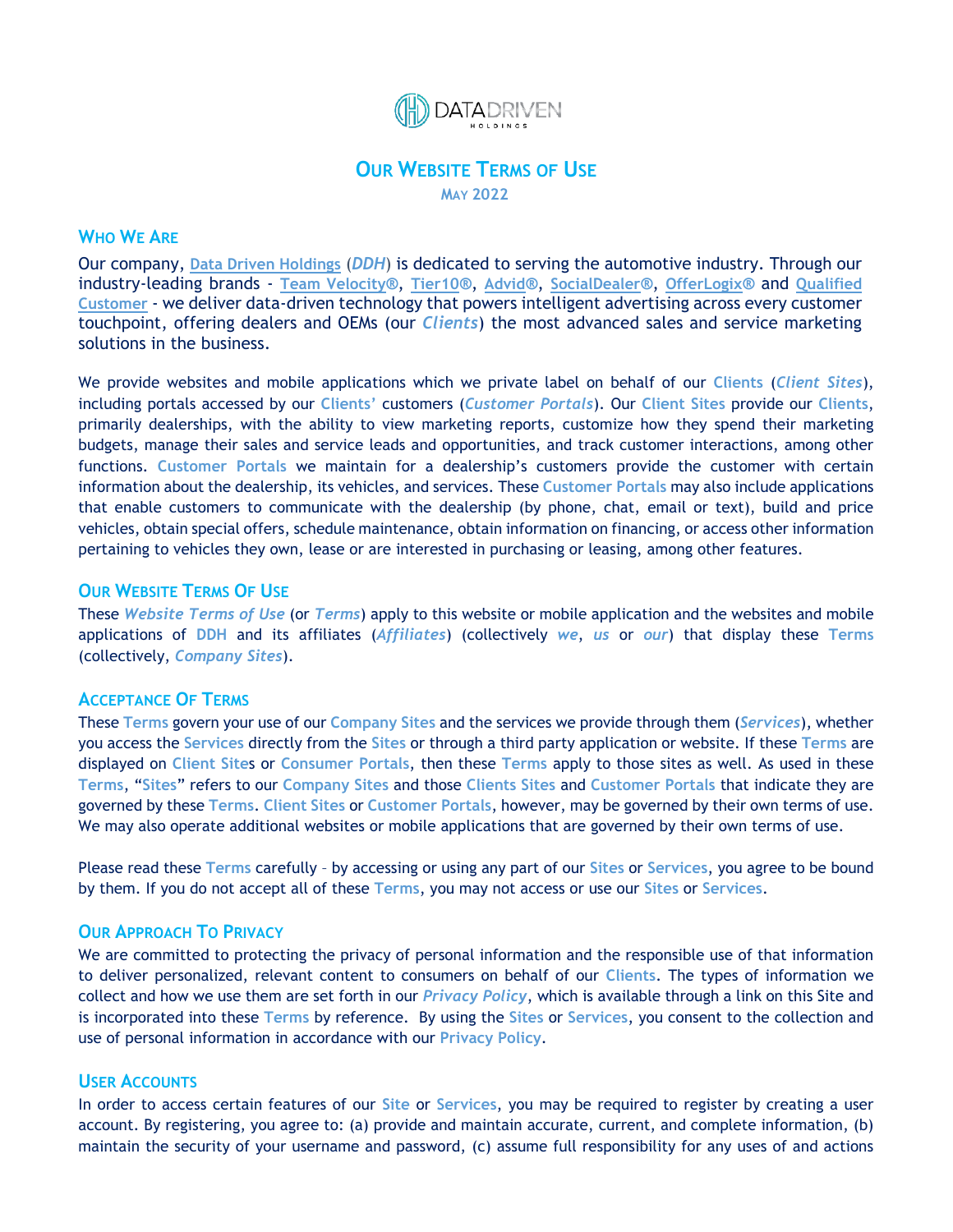# OUR WEBSITE TERMS OF USE

MAY 2022

## WHO WE ARE

Our company, **Data Driven Holdings** (***DDH***) is dedicated to serving the automotive industry. Through our industry-leading brands - **Team Velocity®**, **Tier10®**, **Advid®**, **SocialDealer®**, **OfferLogix®** and **Qualified Customer** - we deliver data-driven technology that powers intelligent advertising across every customer touchpoint, offering dealers and OEMs (our ***Clients***) the most advanced sales and service marketing solutions in the business.

We provide websites and mobile applications which we private label on behalf of our **Clients** (***Client Sites***), including portals accessed by our **Clients'** customers (***Customer Portals***). Our **Client Sites** provide our **Clients**, primarily dealerships, with the ability to view marketing reports, customize how they spend their marketing budgets, manage their sales and service leads and opportunities, and track customer interactions, among other functions. **Customer Portals** we maintain for a dealership's customers provide the customer with certain information about the dealership, its vehicles, and services. These **Customer Portals** may also include applications that enable customers to communicate with the dealership (by phone, chat, email or text), build and price vehicles, obtain special offers, schedule maintenance, obtain information on financing, or access other information pertaining to vehicles they own, lease or are interested in purchasing or leasing, among other features.

## OUR WEBSITE TERMS OF USE

These ***Website Terms of Use*** (or ***Terms***) apply to this website or mobile application and the websites and mobile applications of **DDH** and its affiliates (***Affiliates***) (collectively ***we***, ***us*** or ***our***) that display these **Terms** (collectively, ***Company Sites***).

## ACCEPTANCE OF TERMS

These **Terms** govern your use of our **Company Sites** and the services we provide through them (***Services***), whether you access the **Services** directly from the **Sites** or through a third party application or website. If these **Terms** are displayed on **Client Sites** or **Consumer Portals**, then these **Terms** apply to those sites as well. As used in these **Terms**, "**Sites**" refers to our **Company Sites** and those **Clients Sites** and **Customer Portals** that indicate they are governed by these **Terms**. **Client Sites** or **Customer Portals**, however, may be governed by their own terms of use. We may also operate additional websites or mobile applications that are governed by their own terms of use.

Please read these **Terms** carefully – by accessing or using any part of our **Sites** or **Services**, you agree to be bound by them. If you do not accept all of these **Terms**, you may not access or use our **Sites** or **Services**.

## OUR APPROACH TO PRIVACY

We are committed to protecting the privacy of personal information and the responsible use of that information to deliver personalized, relevant content to consumers on behalf of our **Clients**. The types of information we collect and how we use them are set forth in our ***Privacy Policy***, which is available through a link on this Site and is incorporated into these **Terms** by reference. By using the **Sites** or **Services**, you consent to the collection and use of personal information in accordance with our **Privacy Policy**.

## USER ACCOUNTS

In order to access certain features of our **Site** or **Services**, you may be required to register by creating a user account. By registering, you agree to: (a) provide and maintain accurate, current, and complete information, (b) maintain the security of your username and password, (c) assume full responsibility for any uses of and actions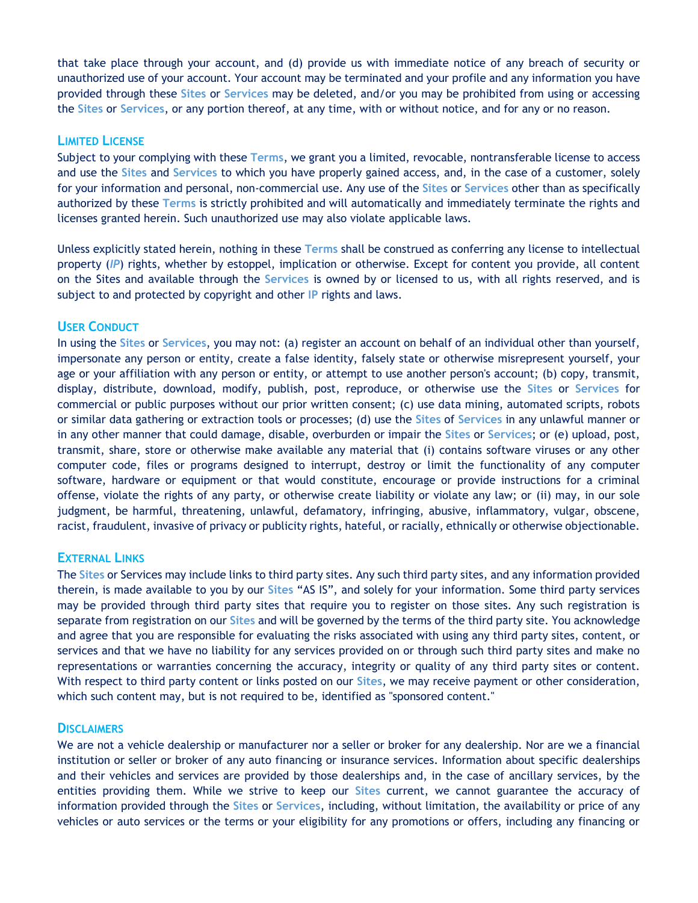that take place through your account, and (d) provide us with immediate notice of any breach of security or unauthorized use of your account. Your account may be terminated and your profile and any information you have provided through these **Sites** or **Services** may be deleted, and/or you may be prohibited from using or accessing the **Sites** or **Services**, or any portion thereof, at any time, with or without notice, and for any or no reason.

## Limited License

Subject to your complying with these **Terms**, we grant you a limited, revocable, nontransferable license to access and use the **Sites** and **Services** to which you have properly gained access, and, in the case of a customer, solely for your information and personal, non-commercial use. Any use of the **Sites** or **Services** other than as specifically authorized by these **Terms** is strictly prohibited and will automatically and immediately terminate the rights and licenses granted herein. Such unauthorized use may also violate applicable laws.

Unless explicitly stated herein, nothing in these **Terms** shall be construed as conferring any license to intellectual property (***IP***) rights, whether by estoppel, implication or otherwise. Except for content you provide, all content on the Sites and available through the **Services** is owned by or licensed to us, with all rights reserved, and is subject to and protected by copyright and other **IP** rights and laws.

## User Conduct

In using the **Sites** or **Services**, you may not: (a) register an account on behalf of an individual other than yourself, impersonate any person or entity, create a false identity, falsely state or otherwise misrepresent yourself, your age or your affiliation with any person or entity, or attempt to use another person's account; (b) copy, transmit, display, distribute, download, modify, publish, post, reproduce, or otherwise use the **Sites** or **Services** for commercial or public purposes without our prior written consent; (c) use data mining, automated scripts, robots or similar data gathering or extraction tools or processes; (d) use the **Sites** of **Services** in any unlawful manner or in any other manner that could damage, disable, overburden or impair the **Sites** or **Services**; or (e) upload, post, transmit, share, store or otherwise make available any material that (i) contains software viruses or any other computer code, files or programs designed to interrupt, destroy or limit the functionality of any computer software, hardware or equipment or that would constitute, encourage or provide instructions for a criminal offense, violate the rights of any party, or otherwise create liability or violate any law; or (ii) may, in our sole judgment, be harmful, threatening, unlawful, defamatory, infringing, abusive, inflammatory, vulgar, obscene, racist, fraudulent, invasive of privacy or publicity rights, hateful, or racially, ethnically or otherwise objectionable.

## External Links

The **Sites** or Services may include links to third party sites. Any such third party sites, and any information provided therein, is made available to you by our **Sites** "AS IS", and solely for your information. Some third party services may be provided through third party sites that require you to register on those sites. Any such registration is separate from registration on our **Sites** and will be governed by the terms of the third party site. You acknowledge and agree that you are responsible for evaluating the risks associated with using any third party sites, content, or services and that we have no liability for any services provided on or through such third party sites and make no representations or warranties concerning the accuracy, integrity or quality of any third party sites or content. With respect to third party content or links posted on our **Sites**, we may receive payment or other consideration, which such content may, but is not required to be, identified as "sponsored content."

## Disclaimers

We are not a vehicle dealership or manufacturer nor a seller or broker for any dealership. Nor are we a financial institution or seller or broker of any auto financing or insurance services. Information about specific dealerships and their vehicles and services are provided by those dealerships and, in the case of ancillary services, by the entities providing them. While we strive to keep our **Sites** current, we cannot guarantee the accuracy of information provided through the **Sites** or **Services**, including, without limitation, the availability or price of any vehicles or auto services or the terms or your eligibility for any promotions or offers, including any financing or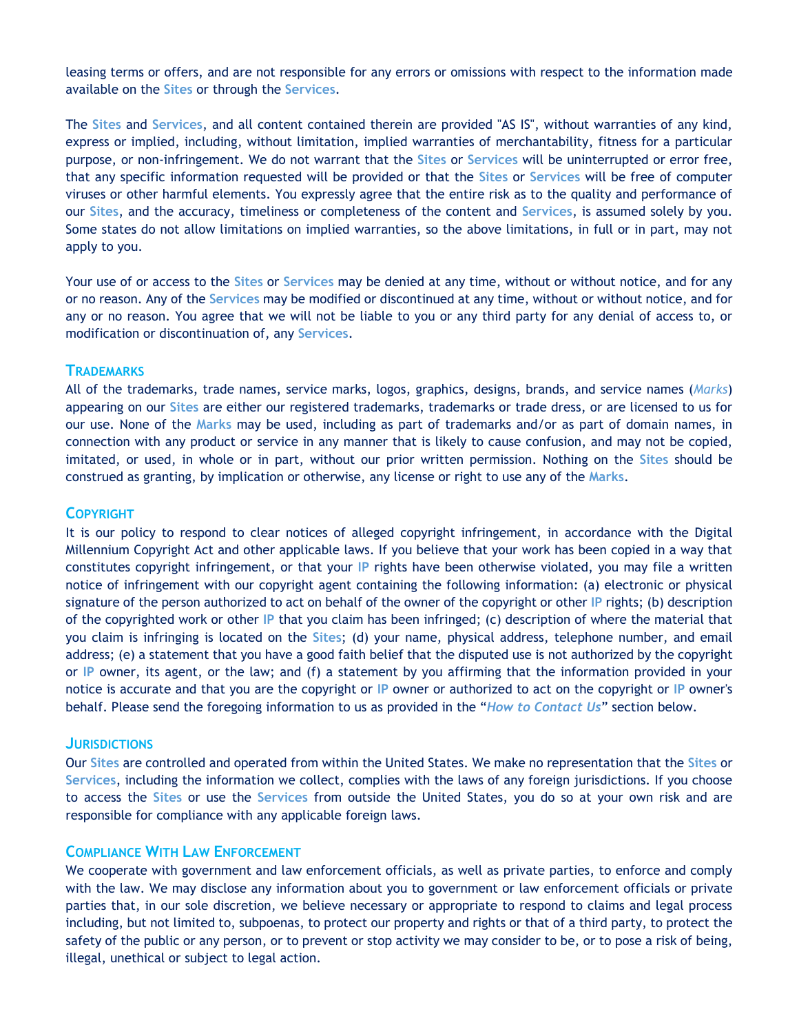leasing terms or offers, and are not responsible for any errors or omissions with respect to the information made available on the **Sites** or through the **Services**.

The **Sites** and **Services**, and all content contained therein are provided "AS IS", without warranties of any kind, express or implied, including, without limitation, implied warranties of merchantability, fitness for a particular purpose, or non-infringement. We do not warrant that the **Sites** or **Services** will be uninterrupted or error free, that any specific information requested will be provided or that the **Sites** or **Services** will be free of computer viruses or other harmful elements. You expressly agree that the entire risk as to the quality and performance of our **Sites**, and the accuracy, timeliness or completeness of the content and **Services**, is assumed solely by you. Some states do not allow limitations on implied warranties, so the above limitations, in full or in part, may not apply to you.

Your use of or access to the **Sites** or **Services** may be denied at any time, without or without notice, and for any or no reason. Any of the **Services** may be modified or discontinued at any time, without or without notice, and for any or no reason. You agree that we will not be liable to you or any third party for any denial of access to, or modification or discontinuation of, any **Services**.

## Trademarks

All of the trademarks, trade names, service marks, logos, graphics, designs, brands, and service names (***Marks***) appearing on our **Sites** are either our registered trademarks, trademarks or trade dress, or are licensed to us for our use. None of the **Marks** may be used, including as part of trademarks and/or as part of domain names, in connection with any product or service in any manner that is likely to cause confusion, and may not be copied, imitated, or used, in whole or in part, without our prior written permission. Nothing on the **Sites** should be construed as granting, by implication or otherwise, any license or right to use any of the **Marks**.

## Copyright

It is our policy to respond to clear notices of alleged copyright infringement, in accordance with the Digital Millennium Copyright Act and other applicable laws. If you believe that your work has been copied in a way that constitutes copyright infringement, or that your **IP** rights have been otherwise violated, you may file a written notice of infringement with our copyright agent containing the following information: (a) electronic or physical signature of the person authorized to act on behalf of the owner of the copyright or other **IP** rights; (b) description of the copyrighted work or other **IP** that you claim has been infringed; (c) description of where the material that you claim is infringing is located on the **Sites**; (d) your name, physical address, telephone number, and email address; (e) a statement that you have a good faith belief that the disputed use is not authorized by the copyright or **IP** owner, its agent, or the law; and (f) a statement by you affirming that the information provided in your notice is accurate and that you are the copyright or **IP** owner or authorized to act on the copyright or **IP** owner's behalf. Please send the foregoing information to us as provided in the "***How to Contact Us***" section below.

## Jurisdictions

Our **Sites** are controlled and operated from within the United States. We make no representation that the **Sites** or **Services**, including the information we collect, complies with the laws of any foreign jurisdictions. If you choose to access the **Sites** or use the **Services** from outside the United States, you do so at your own risk and are responsible for compliance with any applicable foreign laws.

## Compliance With Law Enforcement

We cooperate with government and law enforcement officials, as well as private parties, to enforce and comply with the law. We may disclose any information about you to government or law enforcement officials or private parties that, in our sole discretion, we believe necessary or appropriate to respond to claims and legal process including, but not limited to, subpoenas, to protect our property and rights or that of a third party, to protect the safety of the public or any person, or to prevent or stop activity we may consider to be, or to pose a risk of being, illegal, unethical or subject to legal action.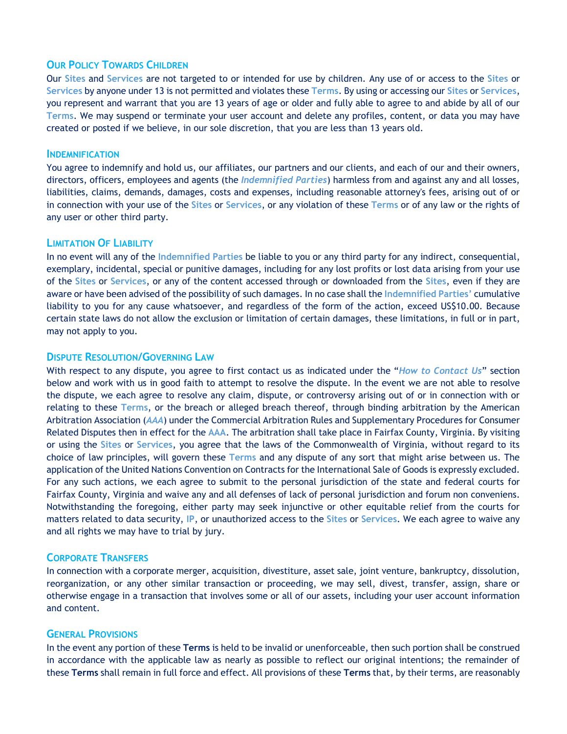## Our Policy Towards Children

Our **Sites** and **Services** are not targeted to or intended for use by children. Any use of or access to the **Sites** or **Services** by anyone under 13 is not permitted and violates these **Terms**. By using or accessing our **Sites** or **Services**, you represent and warrant that you are 13 years of age or older and fully able to agree to and abide by all of our **Terms**. We may suspend or terminate your user account and delete any profiles, content, or data you may have created or posted if we believe, in our sole discretion, that you are less than 13 years old.

## Indemnification

You agree to indemnify and hold us, our affiliates, our partners and our clients, and each of our and their owners, directors, officers, employees and agents (the ***Indemnified Parties***) harmless from and against any and all losses, liabilities, claims, demands, damages, costs and expenses, including reasonable attorney's fees, arising out of or in connection with your use of the **Sites** or **Services**, or any violation of these **Terms** or of any law or the rights of any user or other third party.

## Limitation Of Liability

In no event will any of the **Indemnified Parties** be liable to you or any third party for any indirect, consequential, exemplary, incidental, special or punitive damages, including for any lost profits or lost data arising from your use of the **Sites** or **Services**, or any of the content accessed through or downloaded from the **Sites**, even if they are aware or have been advised of the possibility of such damages. In no case shall the **Indemnified Parties'** cumulative liability to you for any cause whatsoever, and regardless of the form of the action, exceed US$10.00. Because certain state laws do not allow the exclusion or limitation of certain damages, these limitations, in full or in part, may not apply to you.

## Dispute Resolution/Governing Law

With respect to any dispute, you agree to first contact us as indicated under the "***How to Contact Us***" section below and work with us in good faith to attempt to resolve the dispute. In the event we are not able to resolve the dispute, we each agree to resolve any claim, dispute, or controversy arising out of or in connection with or relating to these **Terms**, or the breach or alleged breach thereof, through binding arbitration by the American Arbitration Association (***AAA***) under the Commercial Arbitration Rules and Supplementary Procedures for Consumer Related Disputes then in effect for the **AAA**. The arbitration shall take place in Fairfax County, Virginia. By visiting or using the **Sites** or **Services**, you agree that the laws of the Commonwealth of Virginia, without regard to its choice of law principles, will govern these **Terms** and any dispute of any sort that might arise between us. The application of the United Nations Convention on Contracts for the International Sale of Goods is expressly excluded. For any such actions, we each agree to submit to the personal jurisdiction of the state and federal courts for Fairfax County, Virginia and waive any and all defenses of lack of personal jurisdiction and forum non conveniens. Notwithstanding the foregoing, either party may seek injunctive or other equitable relief from the courts for matters related to data security, **IP**, or unauthorized access to the **Sites** or **Services**. We each agree to waive any and all rights we may have to trial by jury.

## Corporate Transfers

In connection with a corporate merger, acquisition, divestiture, asset sale, joint venture, bankruptcy, dissolution, reorganization, or any other similar transaction or proceeding, we may sell, divest, transfer, assign, share or otherwise engage in a transaction that involves some or all of our assets, including your user account information and content.

## General Provisions

In the event any portion of these **Terms** is held to be invalid or unenforceable, then such portion shall be construed in accordance with the applicable law as nearly as possible to reflect our original intentions; the remainder of these **Terms** shall remain in full force and effect. All provisions of these **Terms** that, by their terms, are reasonably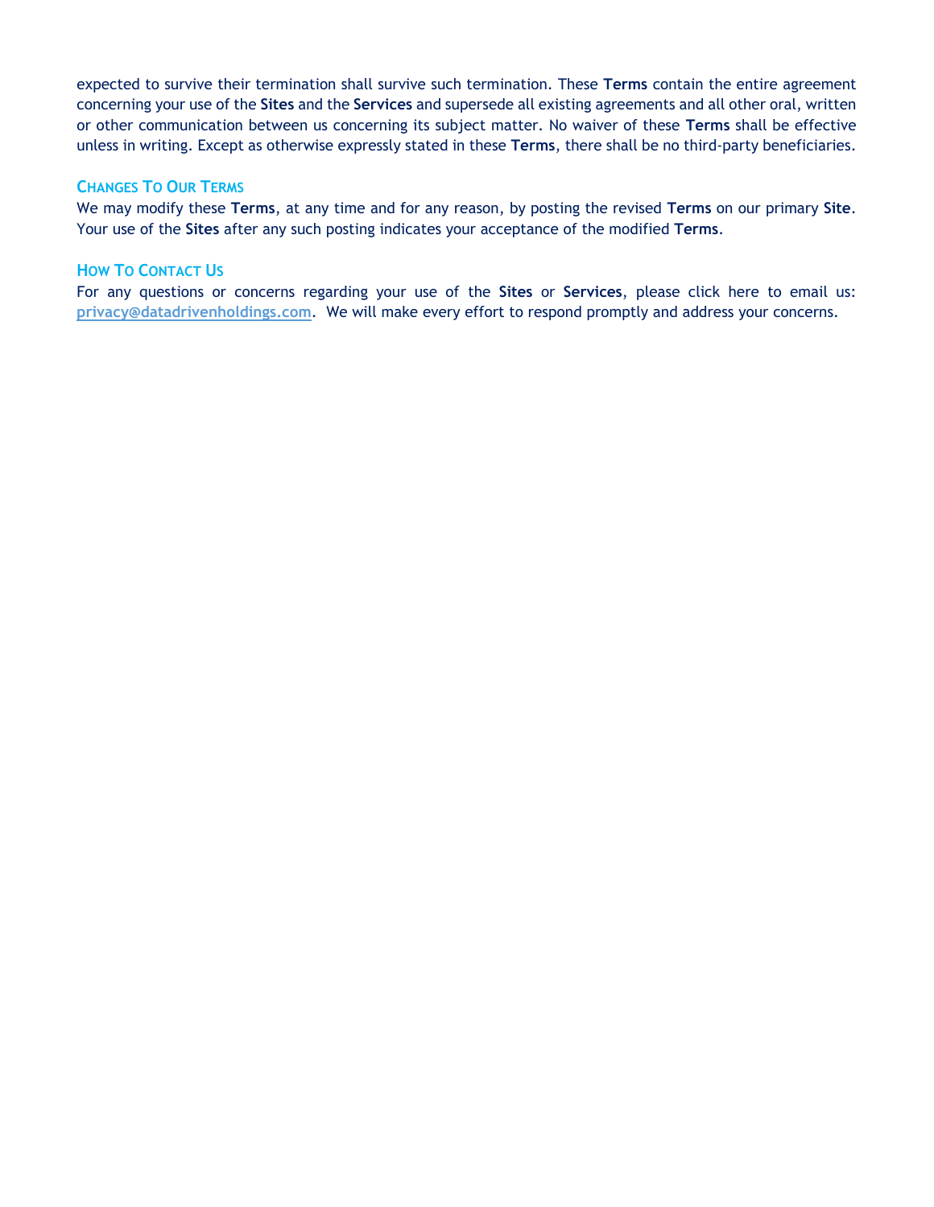expected to survive their termination shall survive such termination. These **Terms** contain the entire agreement concerning your use of the **Sites** and the **Services** and supersede all existing agreements and all other oral, written or other communication between us concerning its subject matter. No waiver of these **Terms** shall be effective unless in writing. Except as otherwise expressly stated in these **Terms**, there shall be no third-party beneficiaries.

## Changes To Our Terms

We may modify these **Terms**, at any time and for any reason, by posting the revised **Terms** on our primary **Site**. Your use of the **Sites** after any such posting indicates your acceptance of the modified **Terms**.

## How To Contact Us

For any questions or concerns regarding your use of the **Sites** or **Services**, please click here to email us: **privacy@datadrivenholdings.com**. We will make every effort to respond promptly and address your concerns.